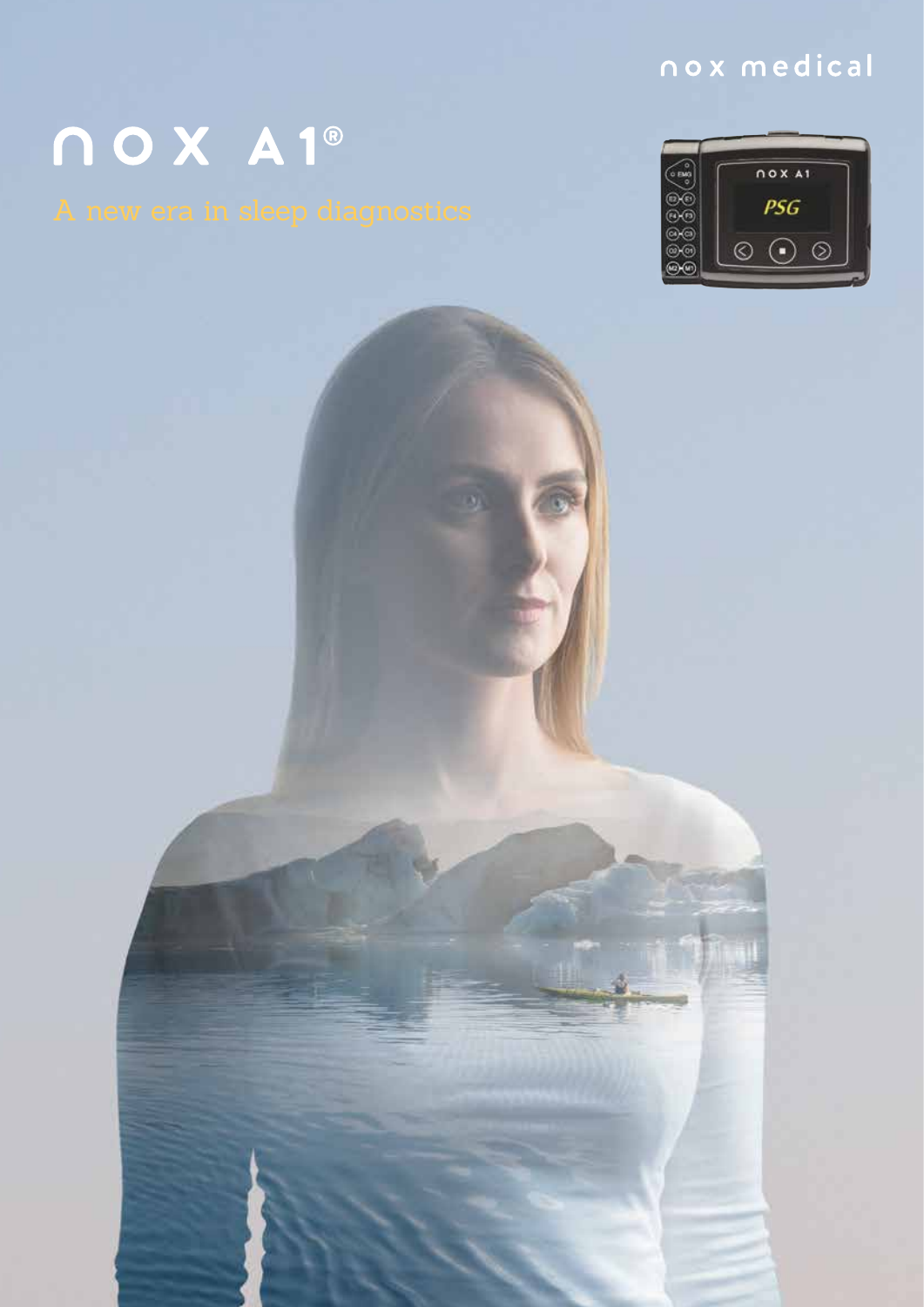nox medical

# NOX A1®

A new era in sleep diagnostics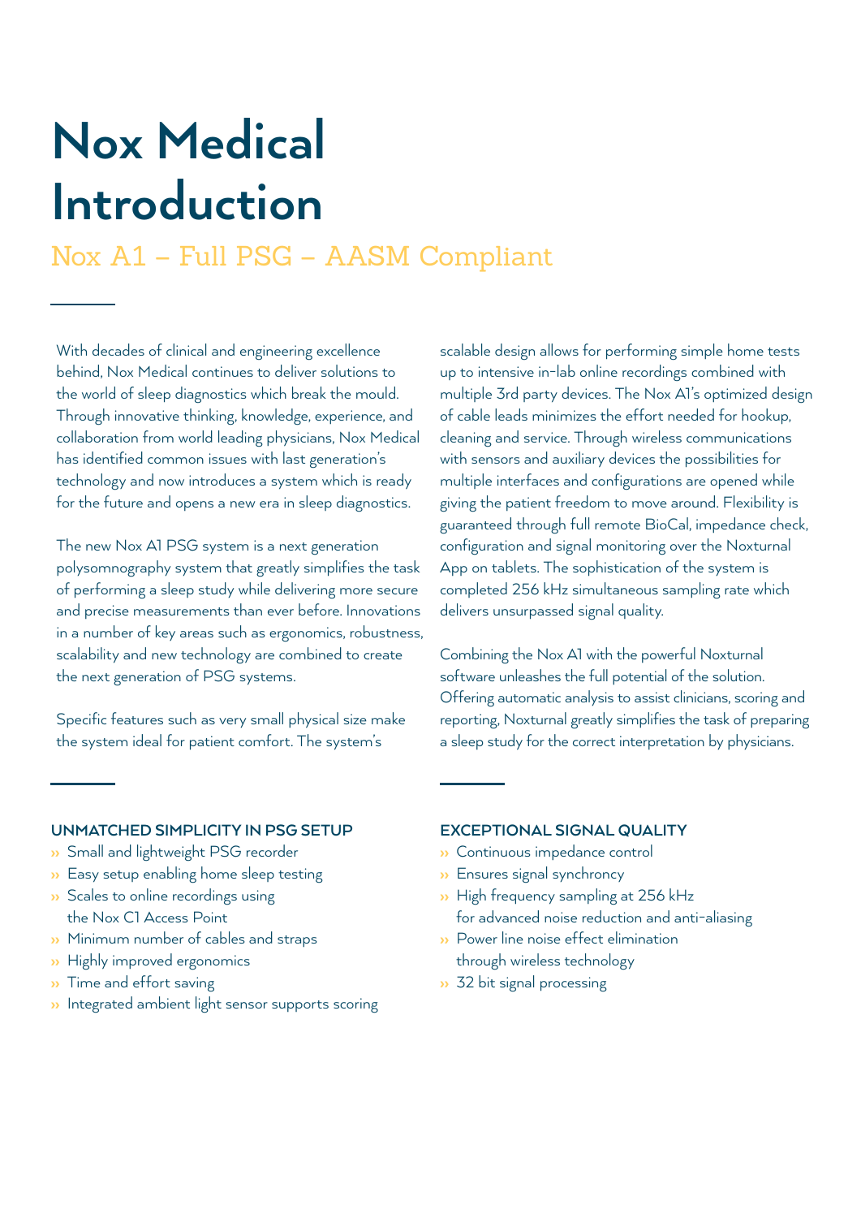# Nox Medical Introduction

## Nox A1 – Full PSG – AASM Compliant

With decades of clinical and engineering excellence behind, Nox Medical continues to deliver solutions to the world of sleep diagnostics which break the mould. Through innovative thinking, knowledge, experience, and collaboration from world leading physicians, Nox Medical has identified common issues with last generation's technology and now introduces a system which is ready for the future and opens a new era in sleep diagnostics.

The new Nox A1 PSG system is a next generation polysomnography system that greatly simplifies the task of performing a sleep study while delivering more secure and precise measurements than ever before. Innovations in a number of key areas such as ergonomics, robustness, scalability and new technology are combined to create the next generation of PSG systems.

Specific features such as very small physical size make the system ideal for patient comfort. The system's scalable design allows for performing simple home tests up to intensive in-lab online recordings combined with multiple 3rd party devices. The Nox A1's optimized design of cable leads minimizes the effort needed for hookup, cleaning and service. Through wireless communications with sensors and auxiliary devices the possibilities for multiple interfaces and configurations are opened while giving the patient freedom to move around. Flexibility is guaranteed through full remote BioCal, impedance check, configuration and signal monitoring over the Noxturnal App on tablets. The sophistication of the system is completed 256 kHz simultaneous sampling rate which delivers unsurpassed signal quality.

Combining the Nox A1 with the powerful Noxturnal software unleashes the full potential of the solution. Offering automatic analysis to assist clinicians, scoring and reporting, Noxturnal greatly simplifies the task of preparing a sleep study for the correct interpretation by physicians.

### UNMATCHED SIMPLICITY IN PSG SETUP

- Small and lightweight PSG recorder
- Easy setup enabling home sleep testing
- Scales to online recordings using the Nox C1 Access Point
- Minimum number of cables and straps
- Highly improved ergonomics
- Time and effort saving
- Integrated ambient light sensor supports scoring

### EXCEPTIONAL SIGNAL QUALITY

- Continuous impedance control
- Ensures signal synchrony
- High frequency sampling at 256 kHz for advanced noise reduction and anti-aliasing
- Power line noise effect elimination through wireless technology
- 32 bit signal processing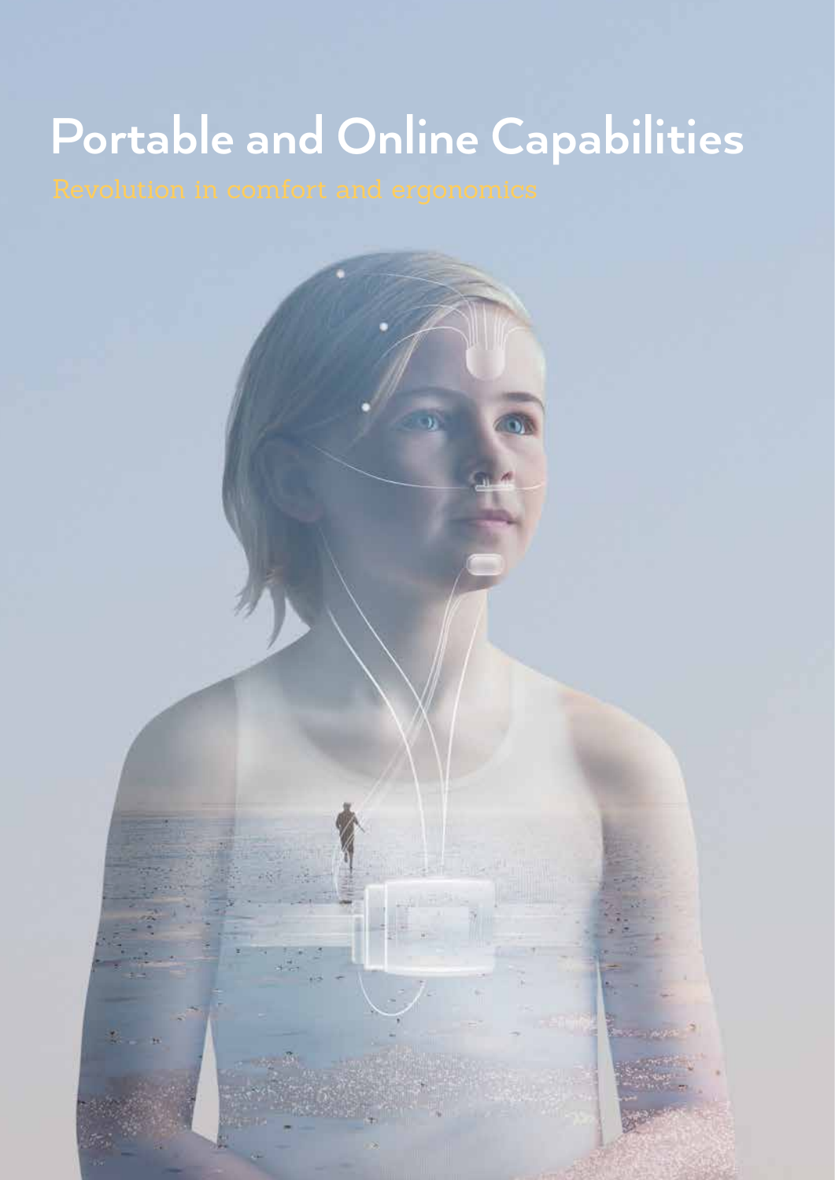# Portable and Online Capabilities

Revolution in comfort and ergonomics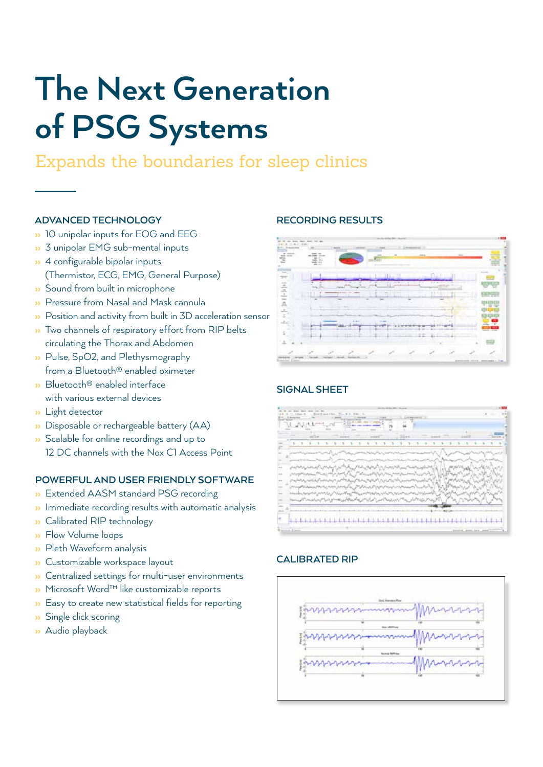# The Next Generation of PSG Systems

Expands the boundaries for sleep clinics

## ADVANCED TECHNOLOGY

- 10 unipolar inputs for EOG and EEG
- 3 unipolar EMG sub-mental inputs
- 4 configurable bipolar inputs (Thermistor, ECG, EMG, General Purpose)
- Sound from built in microphone
- Pressure from Nasal and Mask cannula
- Position and activity from built in 3D acceleration sensor
- Two channels of respiratory effort from RIP belts circulating the Thorax and Abdomen
- Pulse, SpO2, and Plethysmography from a Bluetooth® enabled oximeter
- Bluetooth® enabled interface with various external devices
- Light detector
- Disposable or rechargeable battery (AA)
- Scalable for online recordings and up to 12 DC channels with the Nox C1 Access Point

## POWERFUL AND USER FRIENDLY SOFTWARE

- Extended AASM standard PSG recording
- Immediate recording results with automatic analysis
- Calibrated RIP technology
- Flow Volume loops
- Pleth Waveform analysis
- Customizable workspace layout
- Centralized settings for multi-user environments
- Microsoft Word™ like customizable reports
- Easy to create new statistical fields for reporting
- Single click scoring
- Audio playback

## RECORDING RESULTS

## SIGNAL SHEET

## CALIBRATED RIP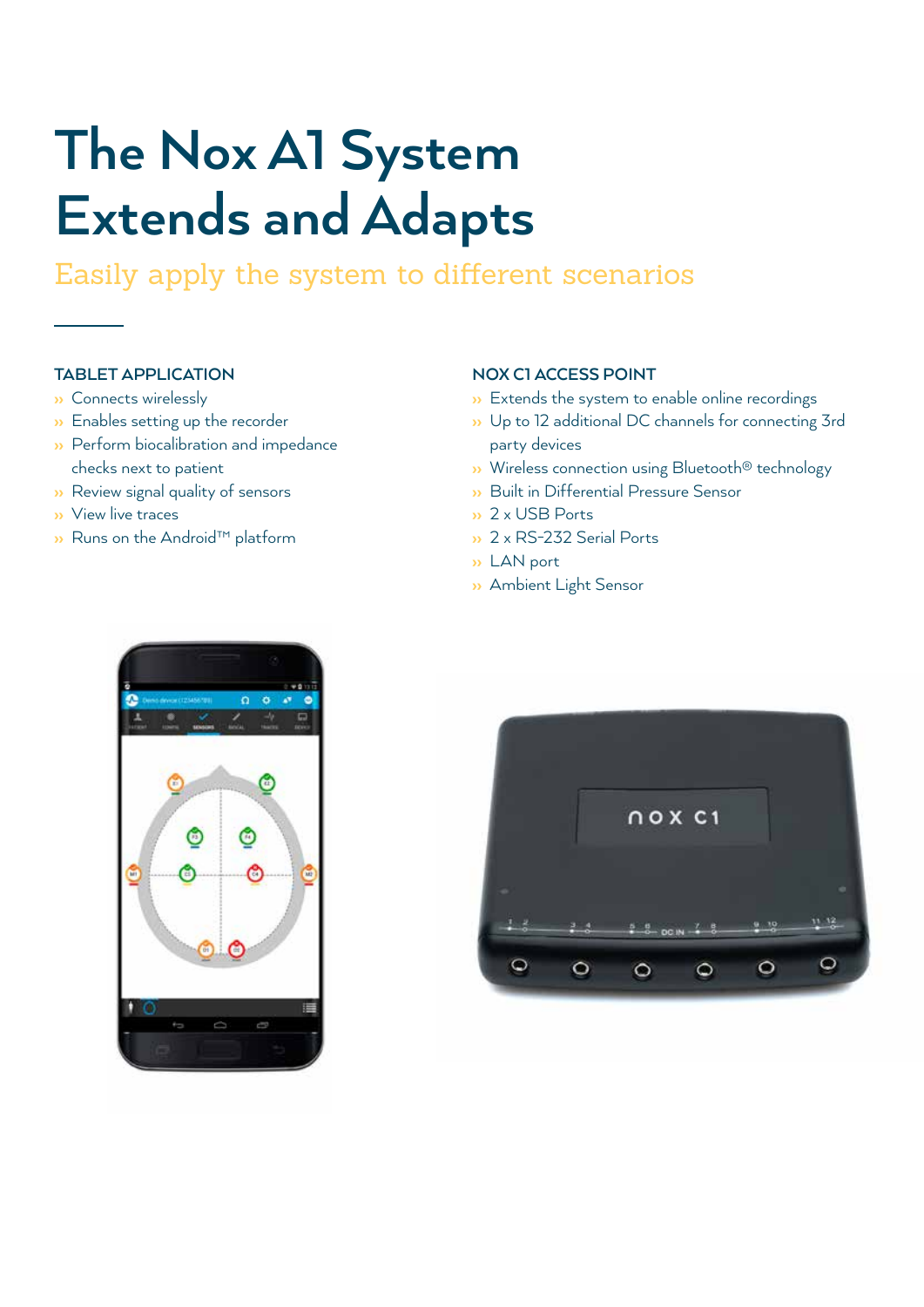# The Nox A1 System Extends and Adapts

## Easily apply the system to different scenarios

### TABLET APPLICATION

- Connects wirelessly
- Enables setting up the recorder
- Perform biocalibration and impedance checks next to patient
- Review signal quality of sensors
- View live traces
- Runs on the Android™ platform

### NOX C1 ACCESS POINT

- Extends the system to enable online recordings
- Up to 12 additional DC channels for connecting 3rd party devices
- Wireless connection using Bluetooth® technology
- Built in Differential Pressure Sensor
- 2 x USB Ports
- 2 x RS-232 Serial Ports
- LAN port
- Ambient Light Sensor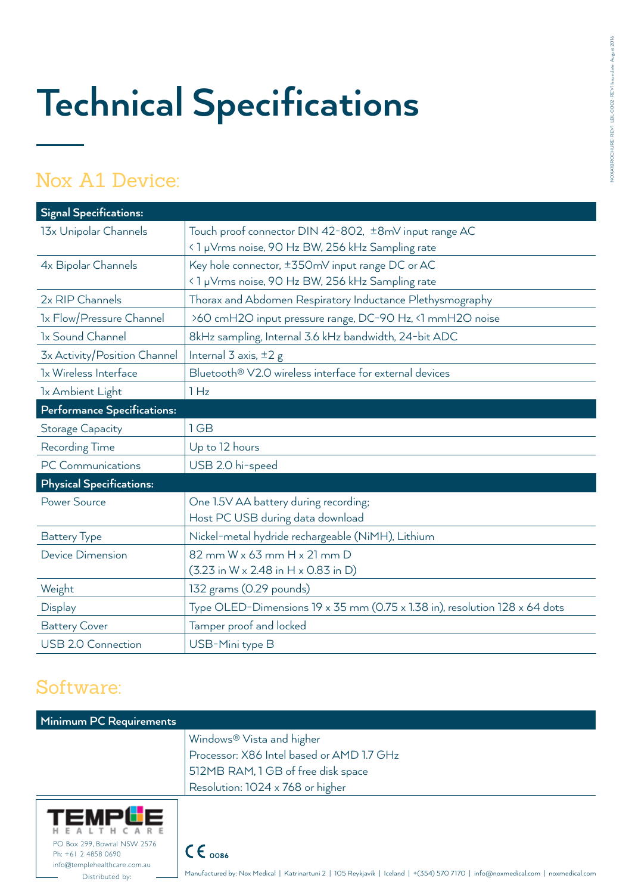# Technical Specifications

## Nox A1 Device:

| Signal Specifications: | |
|---|---|
| 13x Unipolar Channels | Touch proof connector DIN 42-802, ±8mV input range AC<br>< 1 μVrms noise, 90 Hz BW, 256 kHz Sampling rate |
| 4x Bipolar Channels | Key hole connector, ±350mV input range DC or AC<br>< 1 μVrms noise, 90 Hz BW, 256 kHz Sampling rate |
| 2x RIP Channels | Thorax and Abdomen Respiratory Inductance Plethysmography |
| 1x Flow/Pressure Channel | >60 cmH2O input pressure range, DC-90 Hz, <1 mmH2O noise |
| 1x Sound Channel | 8kHz sampling, Internal 3.6 kHz bandwidth, 24-bit ADC |
| 3x Activity/Position Channel | Internal 3 axis, ±2 g |
| 1x Wireless Interface | Bluetooth® V2.0 wireless interface for external devices |
| 1x Ambient Light | 1 Hz |
| **Performance Specifications:** | |
| Storage Capacity | 1 GB |
| Recording Time | Up to 12 hours |
| PC Communications | USB 2.0 hi-speed |
| **Physical Specifications:** | |
| Power Source | One 1.5V AA battery during recording;<br>Host PC USB during data download |
| Battery Type | Nickel-metal hydride rechargeable (NiMH), Lithium |
| Device Dimension | 82 mm W x 63 mm H x 21 mm D<br>(3.23 in W x 2.48 in H x 0.83 in D) |
| Weight | 132 grams (0.29 pounds) |
| Display | Type OLED-Dimensions 19 x 35 mm (0.75 x 1.38 in), resolution 128 x 64 dots |
| Battery Cover | Tamper proof and locked |
| USB 2.0 Connection | USB-Mini type B |

## Software:

| Minimum PC Requirements | |
|---|---|
| | Windows® Vista and higher<br>Processor: X86 Intel based or AMD 1.7 GHz<br>512MB RAM, 1 GB of free disk space<br>Resolution: 1024 x 768 or higher |

TEMPLE HEALTHCARE
PO Box 299, Bowral NSW 2576
Ph: +61 2 4858 0690
info@templehealthcare.com.au

Distributed by:

CE 0086

Manufactured by: Nox Medical | Katrinartuni 2 | 105 Reykjavik | Iceland | +(354) 570 7170 | info@noxmedical.com | noxmedical.com